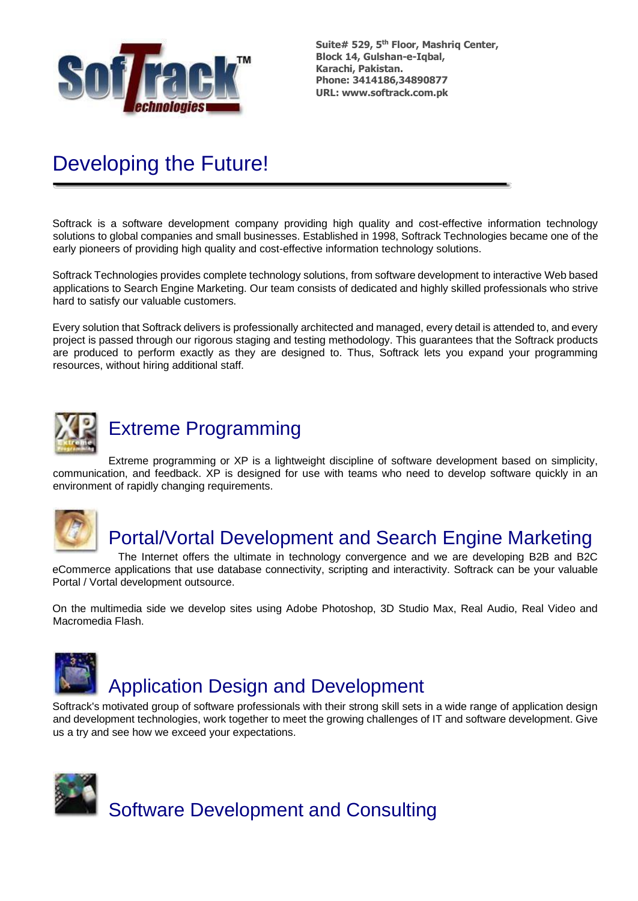**Suite# 529, 5th Floor, Mashriq Center,**
**Block 14, Gulshan-e-Iqbal,**
**Karachi, Pakistan.**
**Phone: 3414186,34890877**
**URL: www.softrack.com.pk**

# Developing the Future!

Softrack is a software development company providing high quality and cost-effective information technology solutions to global companies and small businesses. Established in 1998, Softrack Technologies became one of the early pioneers of providing high quality and cost-effective information technology solutions.

Softrack Technologies provides complete technology solutions, from software development to interactive Web based applications to Search Engine Marketing. Our team consists of dedicated and highly skilled professionals who strive hard to satisfy our valuable customers.

Every solution that Softrack delivers is professionally architected and managed, every detail is attended to, and every project is passed through our rigorous staging and testing methodology. This guarantees that the Softrack products are produced to perform exactly as they are designed to. Thus, Softrack lets you expand your programming resources, without hiring additional staff.

## Extreme Programming

Extreme programming or XP is a lightweight discipline of software development based on simplicity, communication, and feedback. XP is designed for use with teams who need to develop software quickly in an environment of rapidly changing requirements.

## Portal/Vortal Development and Search Engine Marketing

The Internet offers the ultimate in technology convergence and we are developing B2B and B2C eCommerce applications that use database connectivity, scripting and interactivity. Softrack can be your valuable Portal / Vortal development outsource.

On the multimedia side we develop sites using Adobe Photoshop, 3D Studio Max, Real Audio, Real Video and Macromedia Flash.

## Application Design and Development

Softrack's motivated group of software professionals with their strong skill sets in a wide range of application design and development technologies, work together to meet the growing challenges of IT and software development. Give us a try and see how we exceed your expectations.

## Software Development and Consulting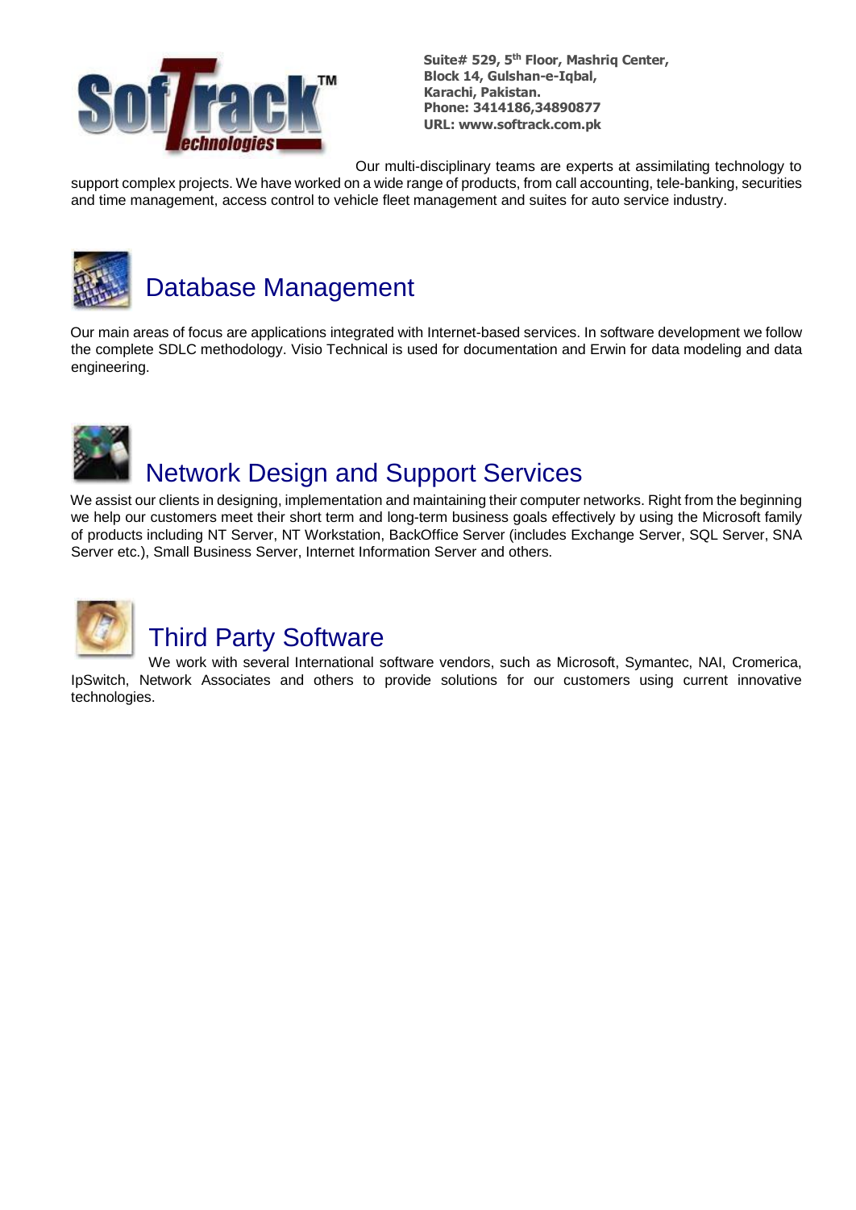**Suite# 529, 5th Floor, Mashriq Center,**
**Block 14, Gulshan-e-Iqbal,**
**Karachi, Pakistan.**
**Phone: 3414186,34890877**
**URL: www.softrack.com.pk**

Our multi-disciplinary teams are experts at assimilating technology to support complex projects. We have worked on a wide range of products, from call accounting, tele-banking, securities and time management, access control to vehicle fleet management and suites for auto service industry.

## Database Management

Our main areas of focus are applications integrated with Internet-based services. In software development we follow the complete SDLC methodology. Visio Technical is used for documentation and Erwin for data modeling and data engineering.

## Network Design and Support Services

We assist our clients in designing, implementation and maintaining their computer networks. Right from the beginning we help our customers meet their short term and long-term business goals effectively by using the Microsoft family of products including NT Server, NT Workstation, BackOffice Server (includes Exchange Server, SQL Server, SNA Server etc.), Small Business Server, Internet Information Server and others.

## Third Party Software

We work with several International software vendors, such as Microsoft, Symantec, NAI, Cromerica, IpSwitch, Network Associates and others to provide solutions for our customers using current innovative technologies.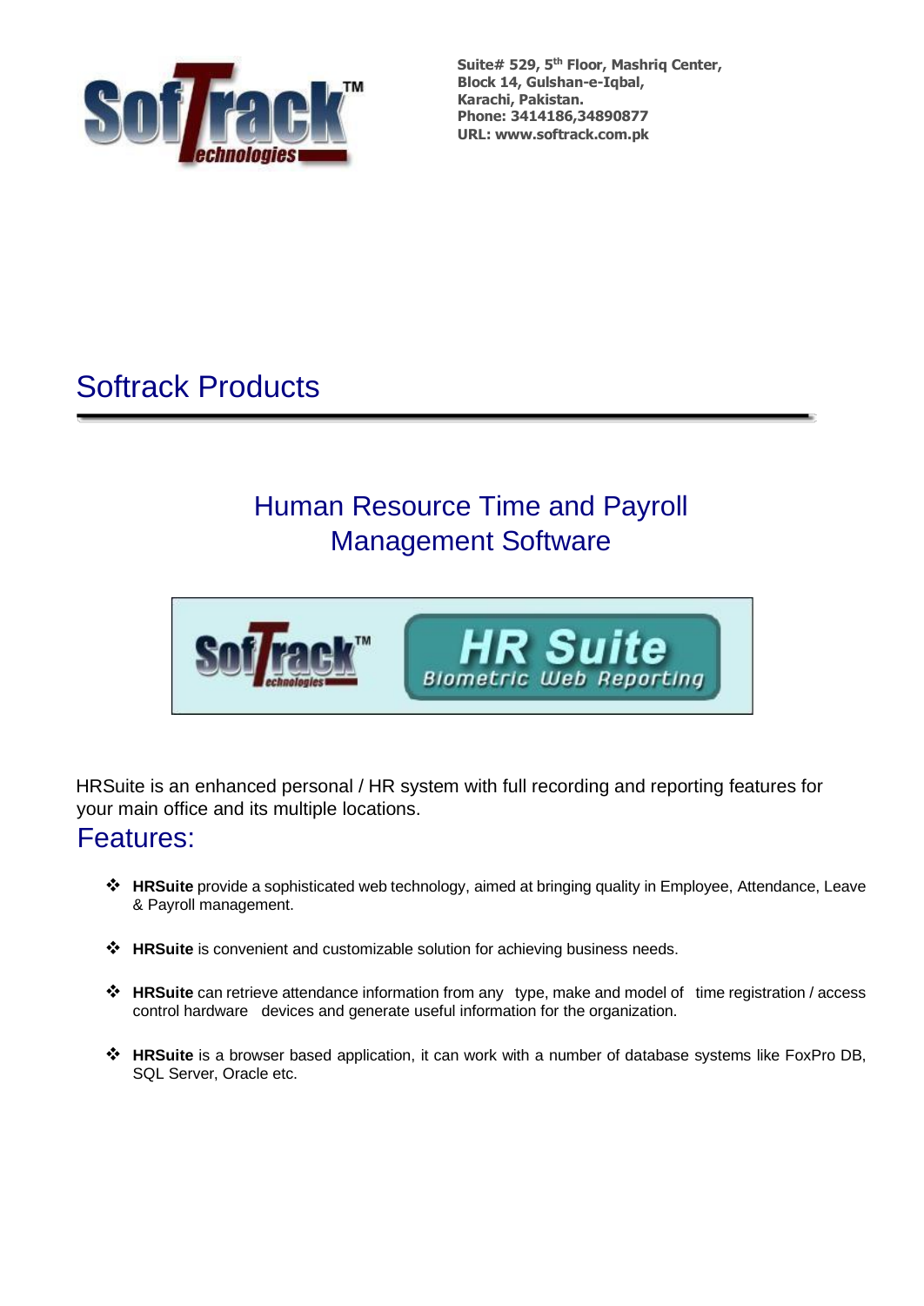Suite# 529, 5th Floor, Mashriq Center,
Block 14, Gulshan-e-Iqbal,
Karachi, Pakistan.
Phone: 3414186,34890877
URL: www.softrack.com.pk

# Softrack Products

## Human Resource Time and Payroll Management Software

HRSuite is an enhanced personal / HR system with full recording and reporting features for your main office and its multiple locations.

## Features:

- **HRSuite** provide a sophisticated web technology, aimed at bringing quality in Employee, Attendance, Leave & Payroll management.
- **HRSuite** is convenient and customizable solution for achieving business needs.
- **HRSuite** can retrieve attendance information from any type, make and model of time registration / access control hardware devices and generate useful information for the organization.
- **HRSuite** is a browser based application, it can work with a number of database systems like FoxPro DB, SQL Server, Oracle etc.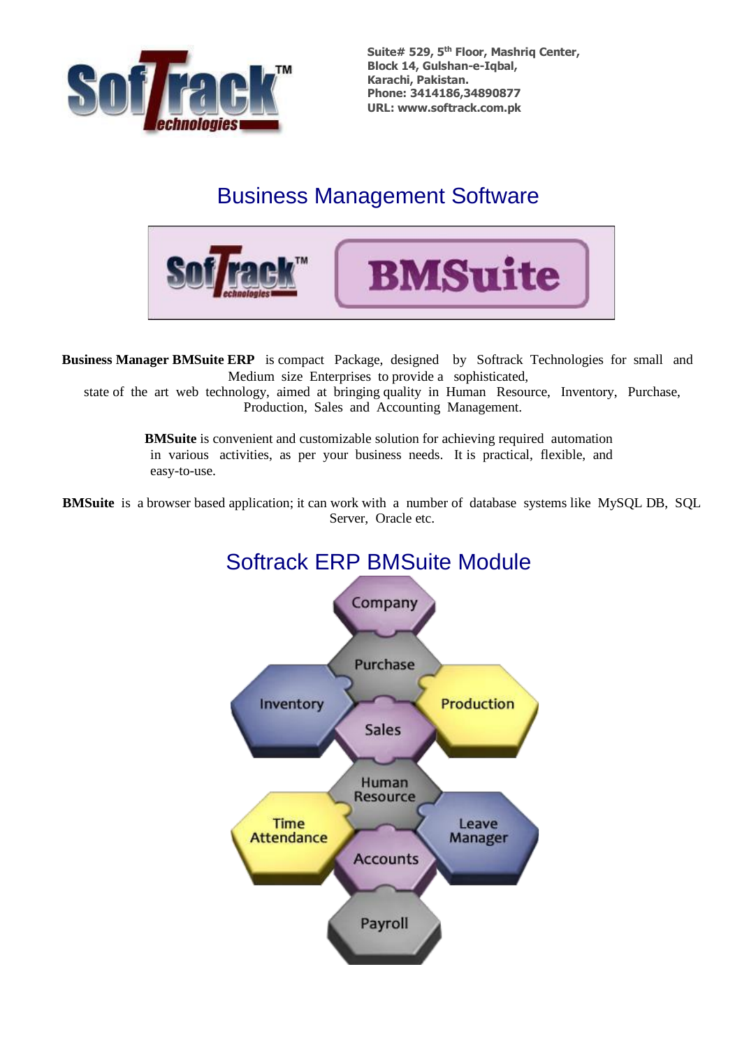Suite# 529, 5th Floor, Mashriq Center,
Block 14, Gulshan-e-Iqbal,
Karachi, Pakistan.
Phone: 3414186,34890877
URL: www.softrack.com.pk

# Business Management Software

**Business Manager BMSuite ERP** is compact Package, designed by Softrack Technologies for small and Medium size Enterprises to provide a sophisticated, state of the art web technology, aimed at bringing quality in Human Resource, Inventory, Purchase, Production, Sales and Accounting Management.

**BMSuite** is convenient and customizable solution for achieving required automation in various activities, as per your business needs. It is practical, flexible, and easy-to-use.

**BMSuite** is a browser based application; it can work with a number of database systems like MySQL DB, SQL Server, Oracle etc.

## Softrack ERP BMSuite Module

- Company
- Purchase
- Inventory
- Production
- Sales
- Human Resource
- Time Attendance
- Leave Manager
- Accounts
- Payroll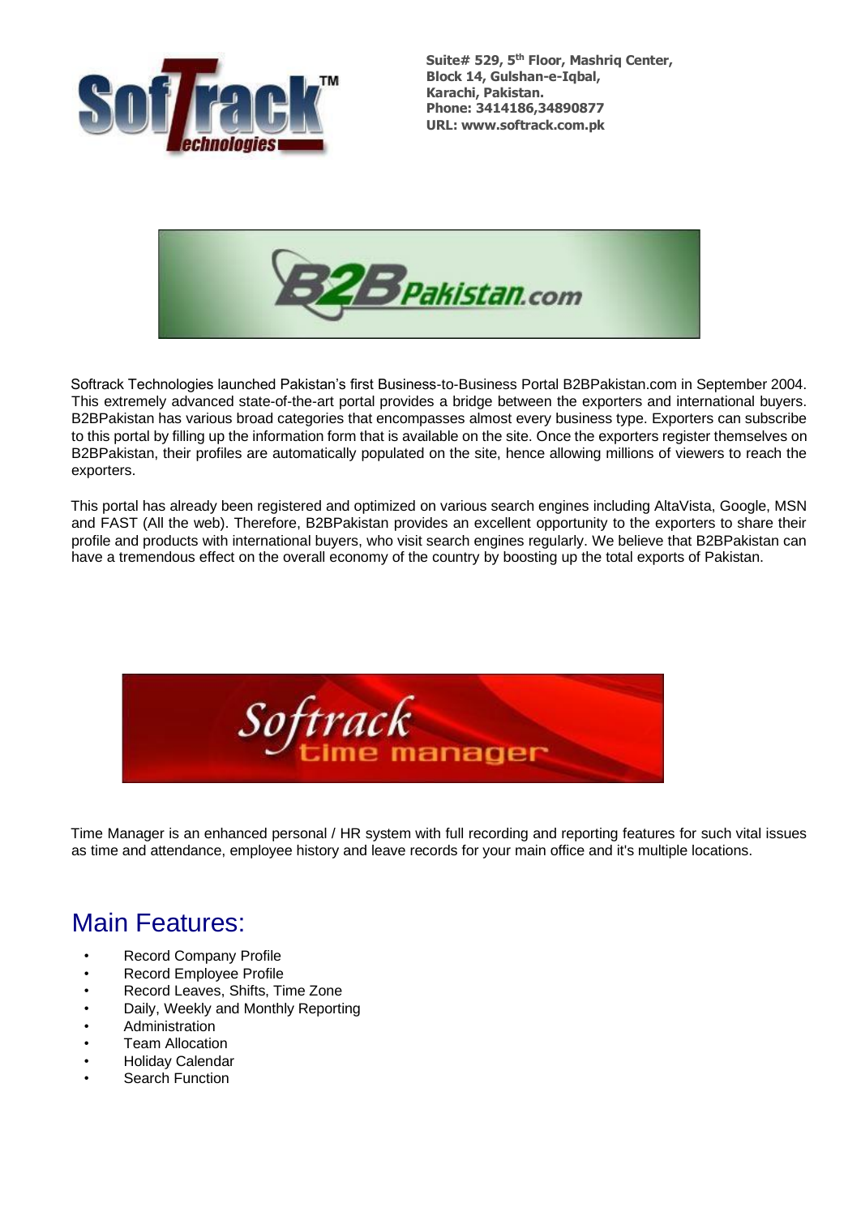Suite# 529, 5th Floor, Mashriq Center,
Block 14, Gulshan-e-Iqbal,
Karachi, Pakistan.
Phone: 3414186,34890877
URL: www.softrack.com.pk

Softrack Technologies launched Pakistan's first Business-to-Business Portal B2BPakistan.com in September 2004. This extremely advanced state-of-the-art portal provides a bridge between the exporters and international buyers. B2BPakistan has various broad categories that encompasses almost every business type. Exporters can subscribe to this portal by filling up the information form that is available on the site. Once the exporters register themselves on B2BPakistan, their profiles are automatically populated on the site, hence allowing millions of viewers to reach the exporters.

This portal has already been registered and optimized on various search engines including AltaVista, Google, MSN and FAST (All the web). Therefore, B2BPakistan provides an excellent opportunity to the exporters to share their profile and products with international buyers, who visit search engines regularly. We believe that B2BPakistan can have a tremendous effect on the overall economy of the country by boosting up the total exports of Pakistan.

Time Manager is an enhanced personal / HR system with full recording and reporting features for such vital issues as time and attendance, employee history and leave records for your main office and it's multiple locations.

## Main Features:

- Record Company Profile
- Record Employee Profile
- Record Leaves, Shifts, Time Zone
- Daily, Weekly and Monthly Reporting
- Administration
- Team Allocation
- Holiday Calendar
- Search Function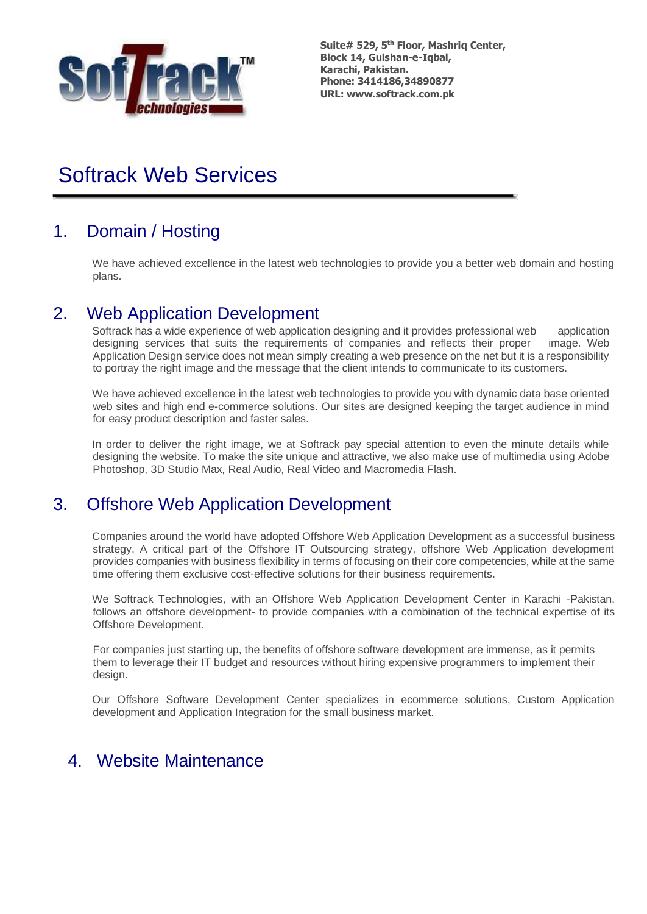Suite# 529, 5th Floor, Mashriq Center,
Block 14, Gulshan-e-Iqbal,
Karachi, Pakistan.
Phone: 3414186,34890877
URL: www.softrack.com.pk

# Softrack Web Services

## 1. Domain / Hosting

We have achieved excellence in the latest web technologies to provide you a better web domain and hosting plans.

## 2. Web Application Development

Softrack has a wide experience of web application designing and it provides professional web application designing services that suits the requirements of companies and reflects their proper image. Web Application Design service does not mean simply creating a web presence on the net but it is a responsibility to portray the right image and the message that the client intends to communicate to its customers.

We have achieved excellence in the latest web technologies to provide you with dynamic data base oriented web sites and high end e-commerce solutions. Our sites are designed keeping the target audience in mind for easy product description and faster sales.

In order to deliver the right image, we at Softrack pay special attention to even the minute details while designing the website. To make the site unique and attractive, we also make use of multimedia using Adobe Photoshop, 3D Studio Max, Real Audio, Real Video and Macromedia Flash.

## 3. Offshore Web Application Development

Companies around the world have adopted Offshore Web Application Development as a successful business strategy. A critical part of the Offshore IT Outsourcing strategy, offshore Web Application development provides companies with business flexibility in terms of focusing on their core competencies, while at the same time offering them exclusive cost-effective solutions for their business requirements.

We Softrack Technologies, with an Offshore Web Application Development Center in Karachi -Pakistan, follows an offshore development- to provide companies with a combination of the technical expertise of its Offshore Development.

For companies just starting up, the benefits of offshore software development are immense, as it permits them to leverage their IT budget and resources without hiring expensive programmers to implement their design.

Our Offshore Software Development Center specializes in ecommerce solutions, Custom Application development and Application Integration for the small business market.

## 4. Website Maintenance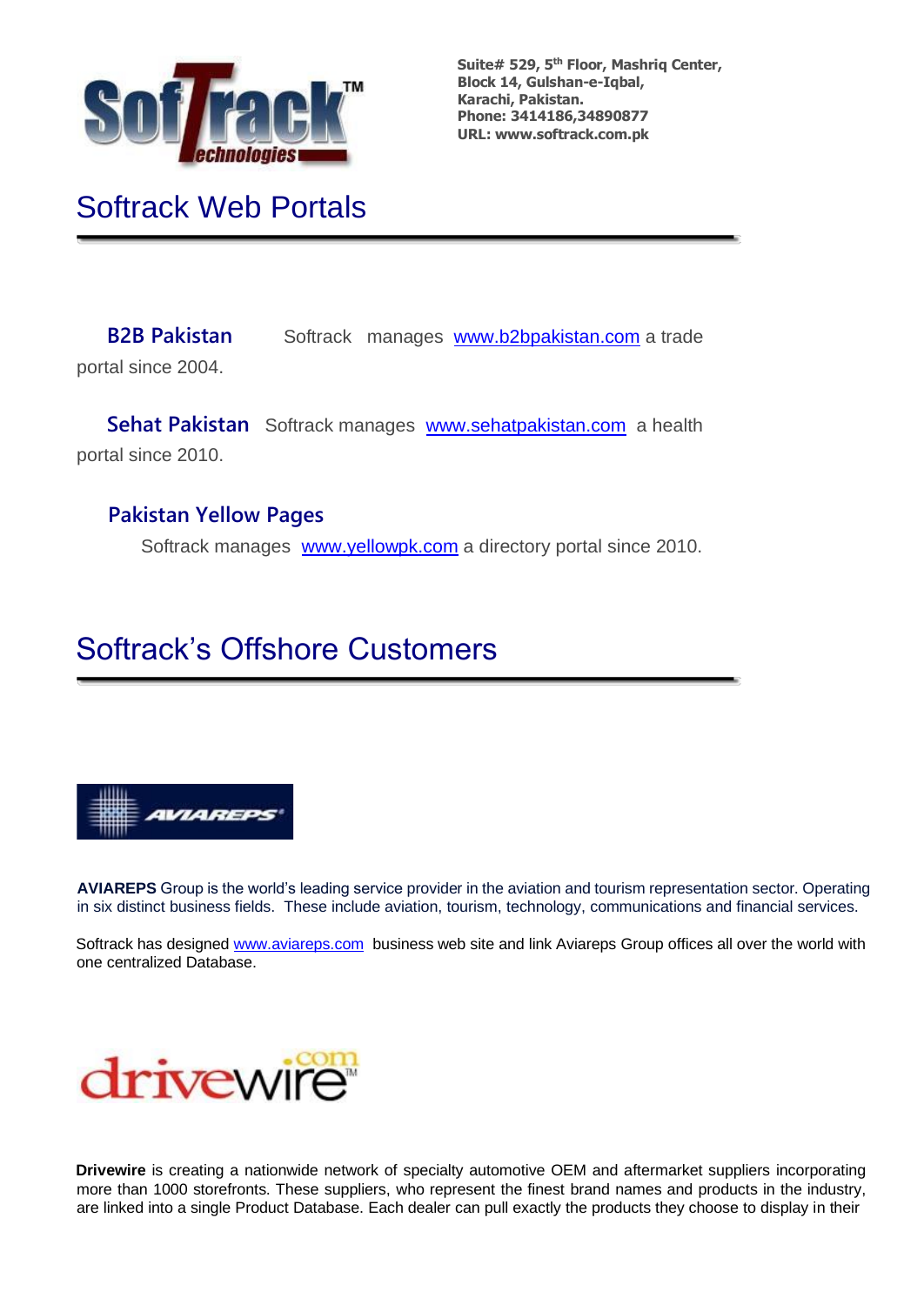Suite# 529, 5th Floor, Mashriq Center,
Block 14, Gulshan-e-Iqbal,
Karachi, Pakistan.
Phone: 3414186,34890877
URL: www.softrack.com.pk

# Softrack Web Portals

**B2B Pakistan** Softrack manages www.b2bpakistan.com a trade portal since 2004.

**Sehat Pakistan** Softrack manages www.sehatpakistan.com a health portal since 2010.

**Pakistan Yellow Pages**

Softrack manages www.yellowpk.com a directory portal since 2010.

# Softrack's Offshore Customers

**AVIAREPS** Group is the world's leading service provider in the aviation and tourism representation sector. Operating in six distinct business fields. These include aviation, tourism, technology, communications and financial services.

Softrack has designed www.aviareps.com business web site and link Aviareps Group offices all over the world with one centralized Database.

**Drivewire** is creating a nationwide network of specialty automotive OEM and aftermarket suppliers incorporating more than 1000 storefronts. These suppliers, who represent the finest brand names and products in the industry, are linked into a single Product Database. Each dealer can pull exactly the products they choose to display in their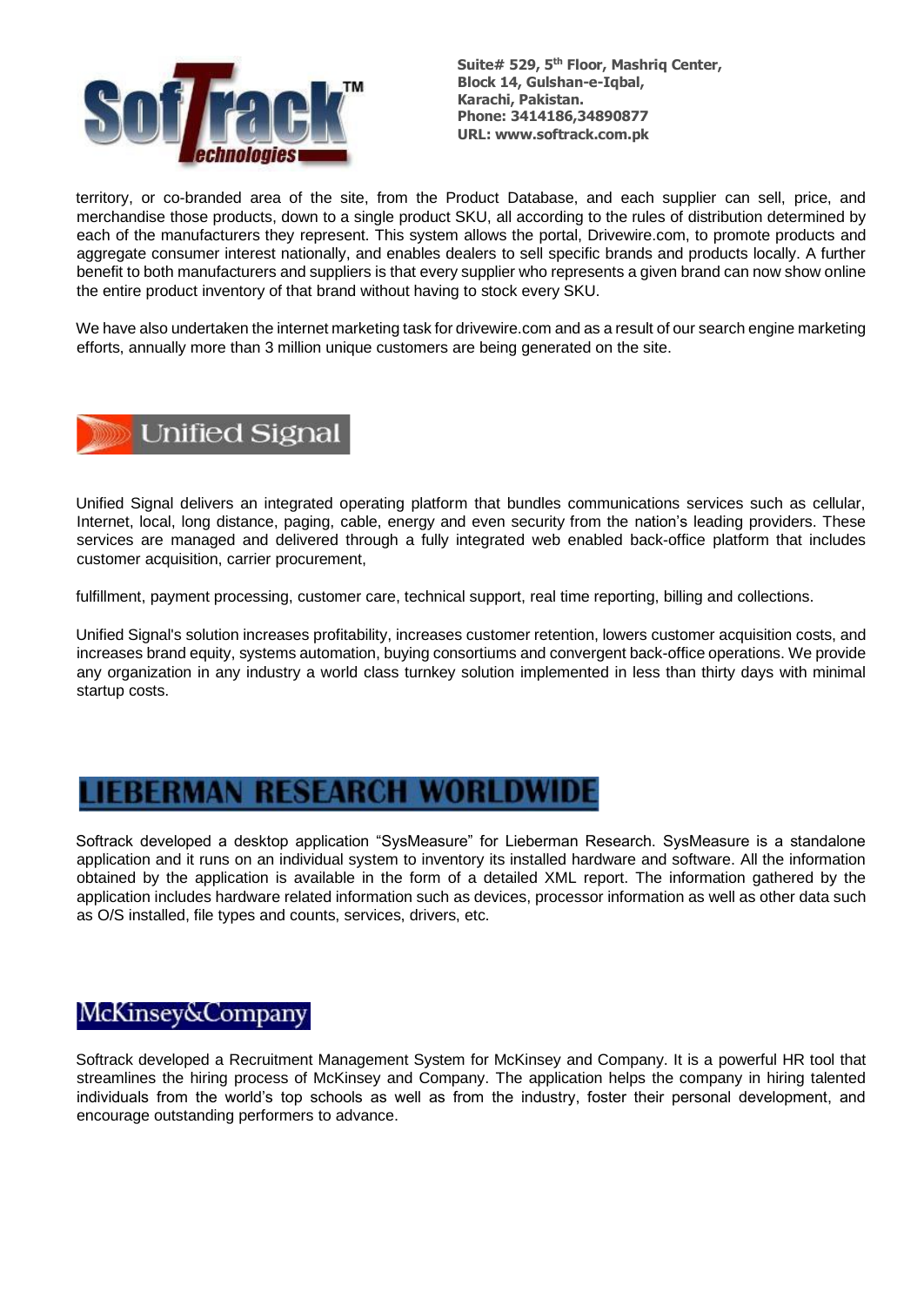territory, or co-branded area of the site, from the Product Database, and each supplier can sell, price, and merchandise those products, down to a single product SKU, all according to the rules of distribution determined by each of the manufacturers they represent. This system allows the portal, Drivewire.com, to promote products and aggregate consumer interest nationally, and enables dealers to sell specific brands and products locally. A further benefit to both manufacturers and suppliers is that every supplier who represents a given brand can now show online the entire product inventory of that brand without having to stock every SKU.

We have also undertaken the internet marketing task for drivewire.com and as a result of our search engine marketing efforts, annually more than 3 million unique customers are being generated on the site.

## Unified Signal

Unified Signal delivers an integrated operating platform that bundles communications services such as cellular, Internet, local, long distance, paging, cable, energy and even security from the nation's leading providers. These services are managed and delivered through a fully integrated web enabled back-office platform that includes customer acquisition, carrier procurement,

fulfillment, payment processing, customer care, technical support, real time reporting, billing and collections.

Unified Signal's solution increases profitability, increases customer retention, lowers customer acquisition costs, and increases brand equity, systems automation, buying consortiums and convergent back-office operations. We provide any organization in any industry a world class turnkey solution implemented in less than thirty days with minimal startup costs.

## LIEBERMAN RESEARCH WORLDWIDE

Softrack developed a desktop application "SysMeasure" for Lieberman Research. SysMeasure is a standalone application and it runs on an individual system to inventory its installed hardware and software. All the information obtained by the application is available in the form of a detailed XML report. The information gathered by the application includes hardware related information such as devices, processor information as well as other data such as O/S installed, file types and counts, services, drivers, etc.

## McKinsey&Company

Softrack developed a Recruitment Management System for McKinsey and Company. It is a powerful HR tool that streamlines the hiring process of McKinsey and Company. The application helps the company in hiring talented individuals from the world's top schools as well as from the industry, foster their personal development, and encourage outstanding performers to advance.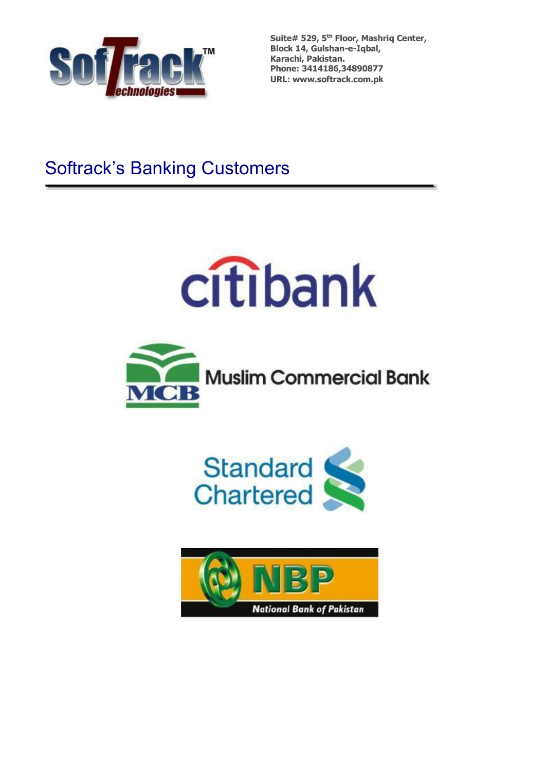Suite# 529, 5th Floor, Mashriq Center,
Block 14, Gulshan-e-Iqbal,
Karachi, Pakistan.
Phone: 3414186,34890877
URL: www.softrack.com.pk

# Softrack's Banking Customers

citibank

MCB Muslim Commercial Bank

Standard Chartered

NBP National Bank of Pakistan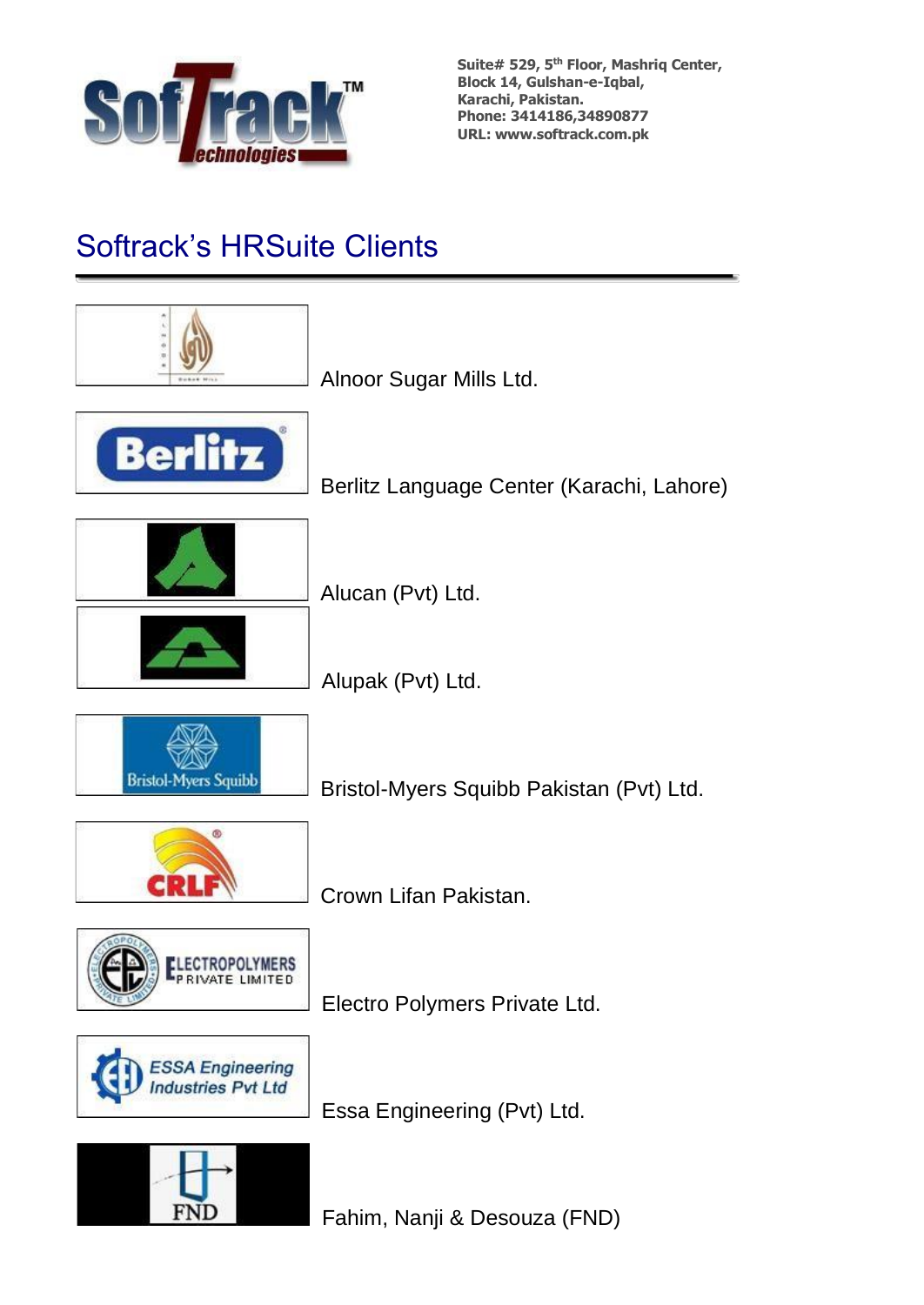Suite# 529, 5th Floor, Mashriq Center,
Block 14, Gulshan-e-Iqbal,
Karachi, Pakistan.
Phone: 3414186,34890877
URL: www.softrack.com.pk

# Softrack's HRSuite Clients

Alnoor Sugar Mills Ltd.

Berlitz Language Center (Karachi, Lahore)

Alucan (Pvt) Ltd.

Alupak (Pvt) Ltd.

Bristol-Myers Squibb Pakistan (Pvt) Ltd.

Crown Lifan Pakistan.

Electro Polymers Private Ltd.

Essa Engineering (Pvt) Ltd.

Fahim, Nanji & Desouza (FND)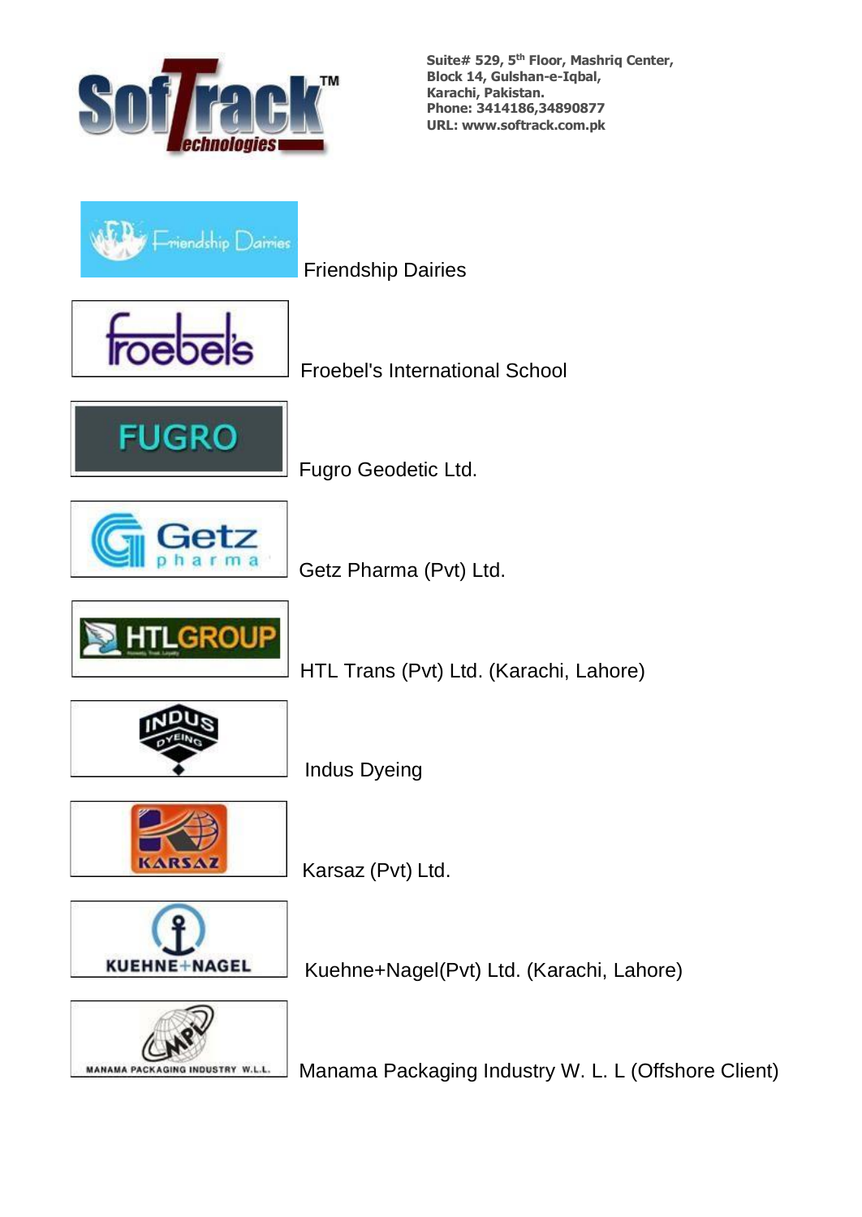Suite# 529, 5th Floor, Mashriq Center,
Block 14, Gulshan-e-Iqbal,
Karachi, Pakistan.
Phone: 3414186,34890877
URL: www.softrack.com.pk

Friendship Dairies

Froebel's International School

Fugro Geodetic Ltd.

Getz Pharma (Pvt) Ltd.

HTL Trans (Pvt) Ltd. (Karachi, Lahore)

Indus Dyeing

Karsaz (Pvt) Ltd.

Kuehne+Nagel(Pvt) Ltd. (Karachi, Lahore)

Manama Packaging Industry W. L. L (Offshore Client)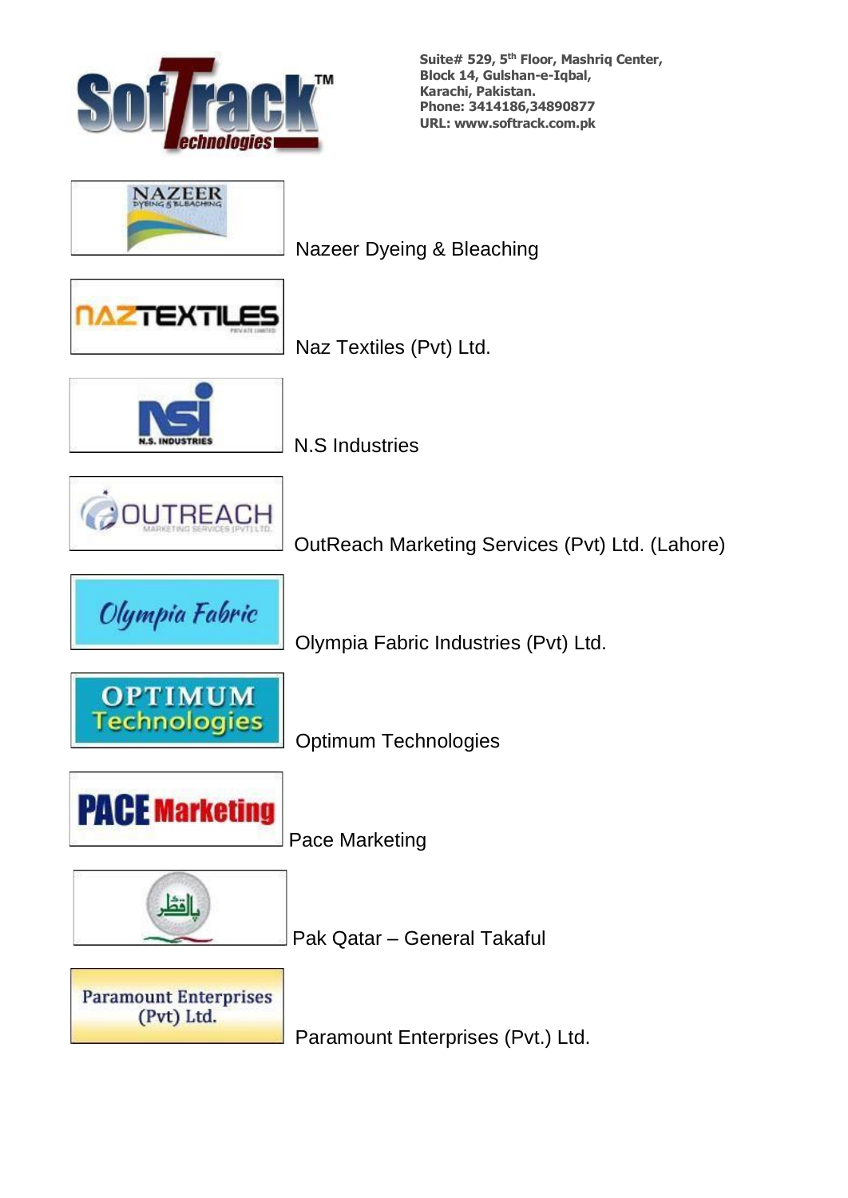Suite# 529, 5th Floor, Mashriq Center,
Block 14, Gulshan-e-Iqbal,
Karachi, Pakistan.
Phone: 3414186,34890877
URL: www.softrack.com.pk

Nazeer Dyeing & Bleaching

Naz Textiles (Pvt) Ltd.

N.S Industries

OutReach Marketing Services (Pvt) Ltd. (Lahore)

Olympia Fabric Industries (Pvt) Ltd.

Optimum Technologies

Pace Marketing

Pak Qatar – General Takaful

Paramount Enterprises (Pvt.) Ltd.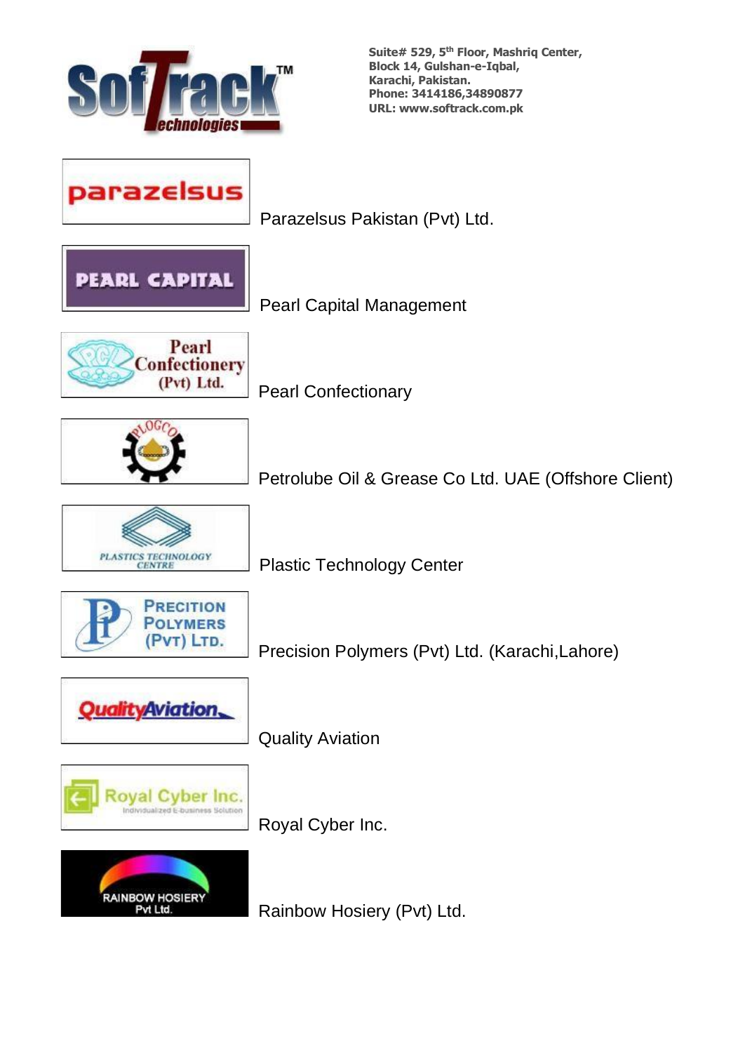Suite# 529, 5th Floor, Mashriq Center,
Block 14, Gulshan-e-Iqbal,
Karachi, Pakistan.
Phone: 3414186,34890877
URL: www.softrack.com.pk

Parazelsus Pakistan (Pvt) Ltd.

Pearl Capital Management

Pearl Confectionary

Petrolube Oil & Grease Co Ltd. UAE (Offshore Client)

Plastic Technology Center

Precision Polymers (Pvt) Ltd. (Karachi,Lahore)

Quality Aviation

Royal Cyber Inc.

Rainbow Hosiery (Pvt) Ltd.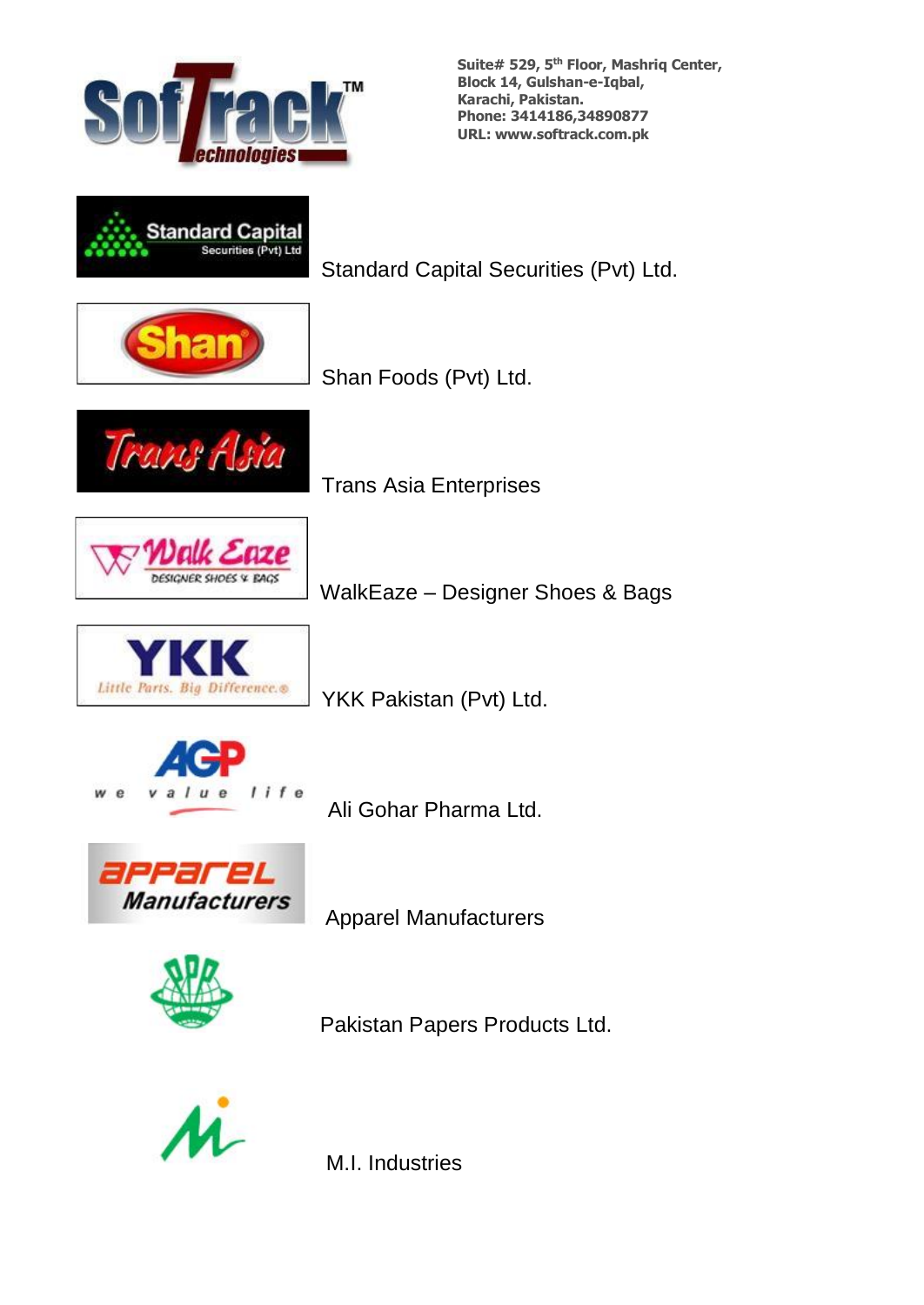Suite# 529, 5th Floor, Mashriq Center,
Block 14, Gulshan-e-Iqbal,
Karachi, Pakistan.
Phone: 3414186,34890877
URL: www.softrack.com.pk

Standard Capital Securities (Pvt) Ltd.

Shan Foods (Pvt) Ltd.

Trans Asia Enterprises

WalkEaze – Designer Shoes & Bags

YKK Pakistan (Pvt) Ltd.

Ali Gohar Pharma Ltd.

Apparel Manufacturers

Pakistan Papers Products Ltd.

M.I. Industries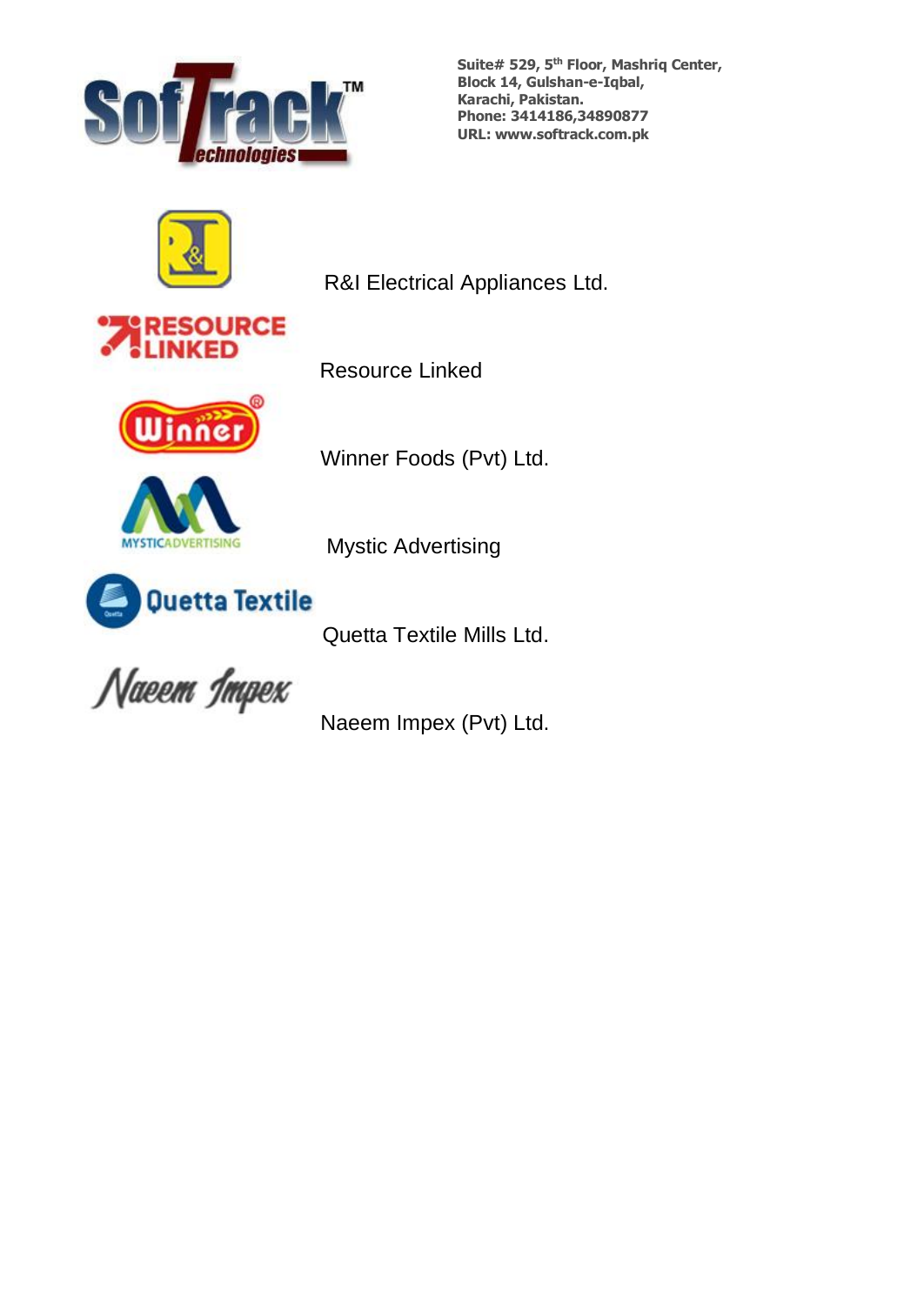Suite# 529, 5th Floor, Mashriq Center,
Block 14, Gulshan-e-Iqbal,
Karachi, Pakistan.
Phone: 3414186,34890877
URL: www.softrack.com.pk

R&I Electrical Appliances Ltd.

Resource Linked

Winner Foods (Pvt) Ltd.

Mystic Advertising

Quetta Textile Mills Ltd.

Naeem Impex (Pvt) Ltd.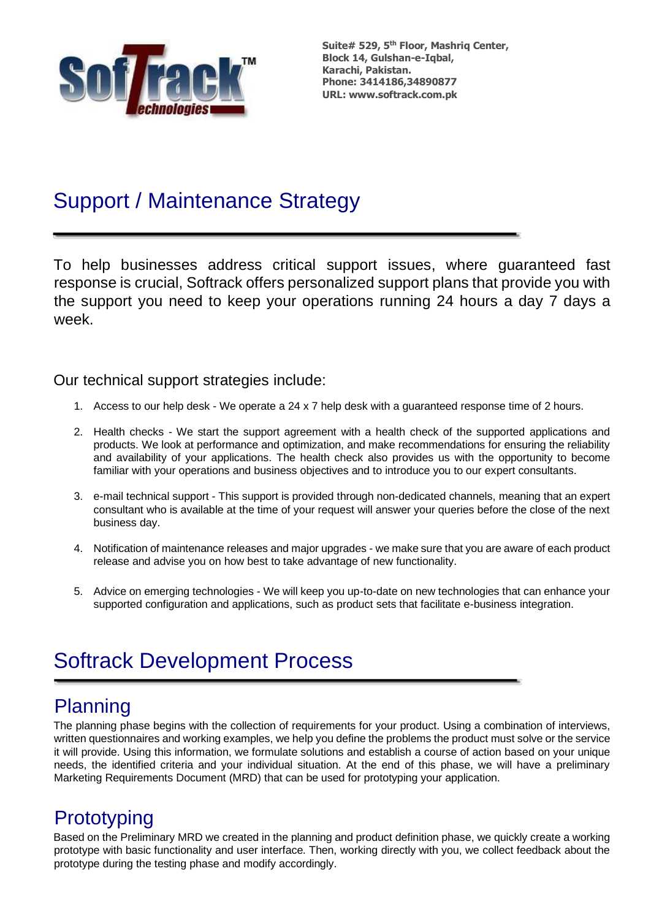Suite# 529, 5th Floor, Mashriq Center,
Block 14, Gulshan-e-Iqbal,
Karachi, Pakistan.
Phone: 3414186,34890877
URL: www.softrack.com.pk

# Support / Maintenance Strategy

To help businesses address critical support issues, where guaranteed fast response is crucial, Softrack offers personalized support plans that provide you with the support you need to keep your operations running 24 hours a day 7 days a week.

Our technical support strategies include:

1. Access to our help desk - We operate a 24 x 7 help desk with a guaranteed response time of 2 hours.
2. Health checks - We start the support agreement with a health check of the supported applications and products. We look at performance and optimization, and make recommendations for ensuring the reliability and availability of your applications. The health check also provides us with the opportunity to become familiar with your operations and business objectives and to introduce you to our expert consultants.
3. e-mail technical support - This support is provided through non-dedicated channels, meaning that an expert consultant who is available at the time of your request will answer your queries before the close of the next business day.
4. Notification of maintenance releases and major upgrades - we make sure that you are aware of each product release and advise you on how best to take advantage of new functionality.
5. Advice on emerging technologies - We will keep you up-to-date on new technologies that can enhance your supported configuration and applications, such as product sets that facilitate e-business integration.

# Softrack Development Process

## Planning

The planning phase begins with the collection of requirements for your product. Using a combination of interviews, written questionnaires and working examples, we help you define the problems the product must solve or the service it will provide. Using this information, we formulate solutions and establish a course of action based on your unique needs, the identified criteria and your individual situation. At the end of this phase, we will have a preliminary Marketing Requirements Document (MRD) that can be used for prototyping your application.

## Prototyping

Based on the Preliminary MRD we created in the planning and product definition phase, we quickly create a working prototype with basic functionality and user interface. Then, working directly with you, we collect feedback about the prototype during the testing phase and modify accordingly.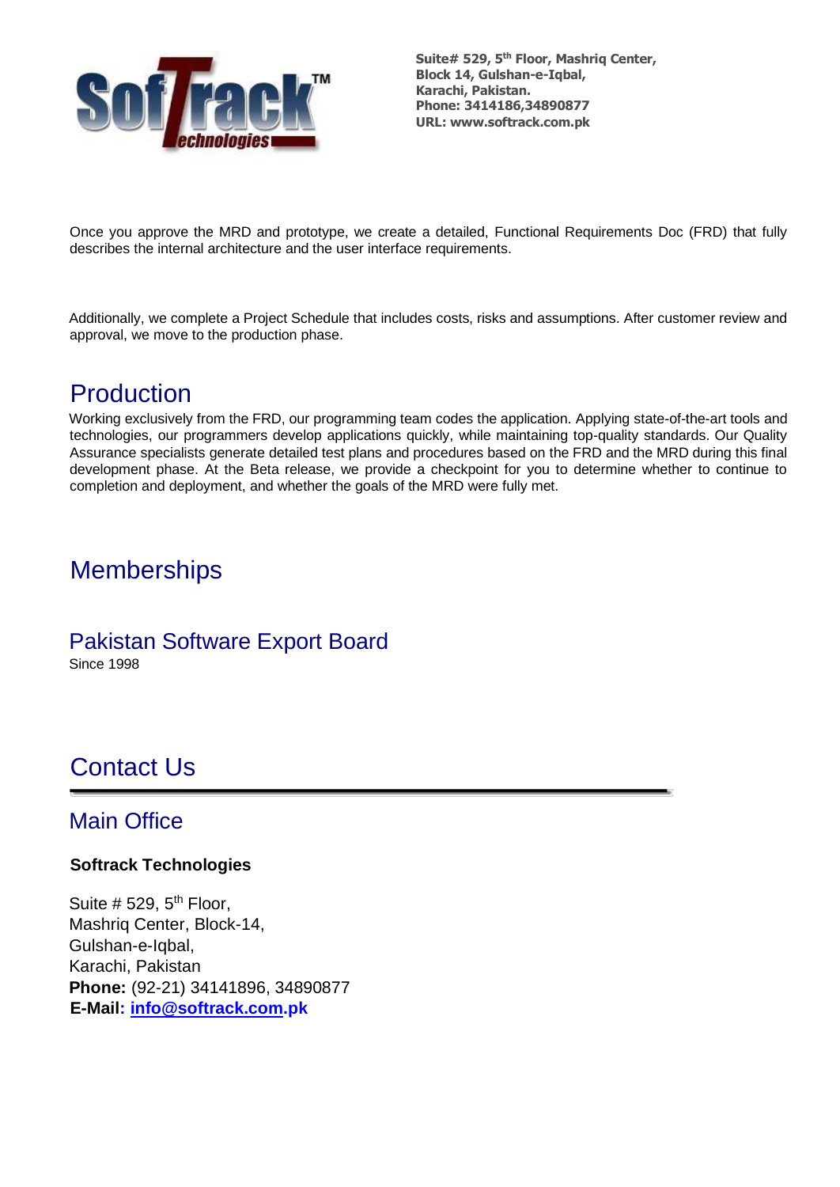Once you approve the MRD and prototype, we create a detailed, Functional Requirements Doc (FRD) that fully describes the internal architecture and the user interface requirements.

Additionally, we complete a Project Schedule that includes costs, risks and assumptions. After customer review and approval, we move to the production phase.

# Production

Working exclusively from the FRD, our programming team codes the application. Applying state-of-the-art tools and technologies, our programmers develop applications quickly, while maintaining top-quality standards. Our Quality Assurance specialists generate detailed test plans and procedures based on the FRD and the MRD during this final development phase. At the Beta release, we provide a checkpoint for you to determine whether to continue to completion and deployment, and whether the goals of the MRD were fully met.

# Memberships

## Pakistan Software Export Board

Since 1998

# Contact Us

---

## Main Office

**Softrack Technologies**

Suite # 529, 5th Floor,
Mashriq Center, Block-14,
Gulshan-e-Iqbal,
Karachi, Pakistan
**Phone:** (92-21) 34141896, 34890877
**E-Mail:** info@softrack.com.pk